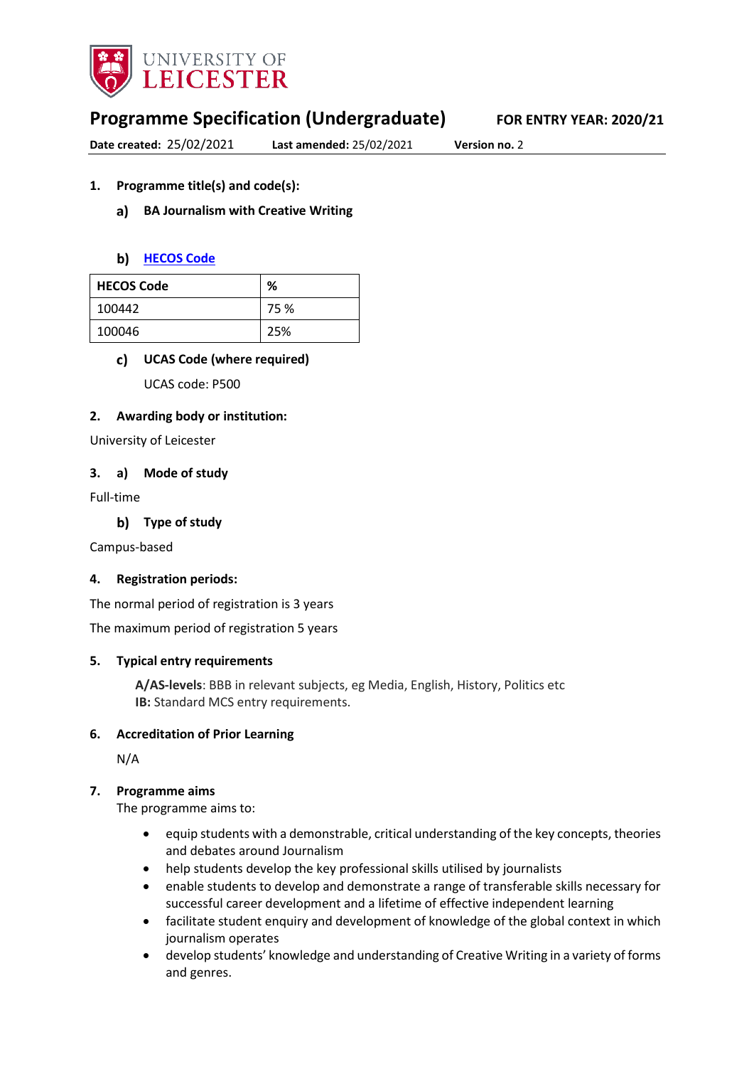UNIVERSITY OF LEICESTER

# Programme Specification (Undergraduate)

**FOR ENTRY YEAR: 2020/21**

**Date created:** 25/02/2021 **Last amended:** 25/02/2021 **Version no.** 2

## 1. Programme title(s) and code(s):

### a) BA Journalism with Creative Writing

### b) [HECOS Code]

| HECOS Code | % |
|---|---|
| 100442 | 75 % |
| 100046 | 25% |

### c) UCAS Code (where required)

UCAS code: P500

## 2. Awarding body or institution:

University of Leicester

## 3. a) Mode of study

Full-time

### b) Type of study

Campus-based

## 4. Registration periods:

The normal period of registration is 3 years

The maximum period of registration 5 years

## 5. Typical entry requirements

**A/AS-levels**: BBB in relevant subjects, eg Media, English, History, Politics etc
**IB:** Standard MCS entry requirements.

## 6. Accreditation of Prior Learning

N/A

## 7. Programme aims

The programme aims to:

- equip students with a demonstrable, critical understanding of the key concepts, theories and debates around Journalism
- help students develop the key professional skills utilised by journalists
- enable students to develop and demonstrate a range of transferable skills necessary for successful career development and a lifetime of effective independent learning
- facilitate student enquiry and development of knowledge of the global context in which journalism operates
- develop students' knowledge and understanding of Creative Writing in a variety of forms and genres.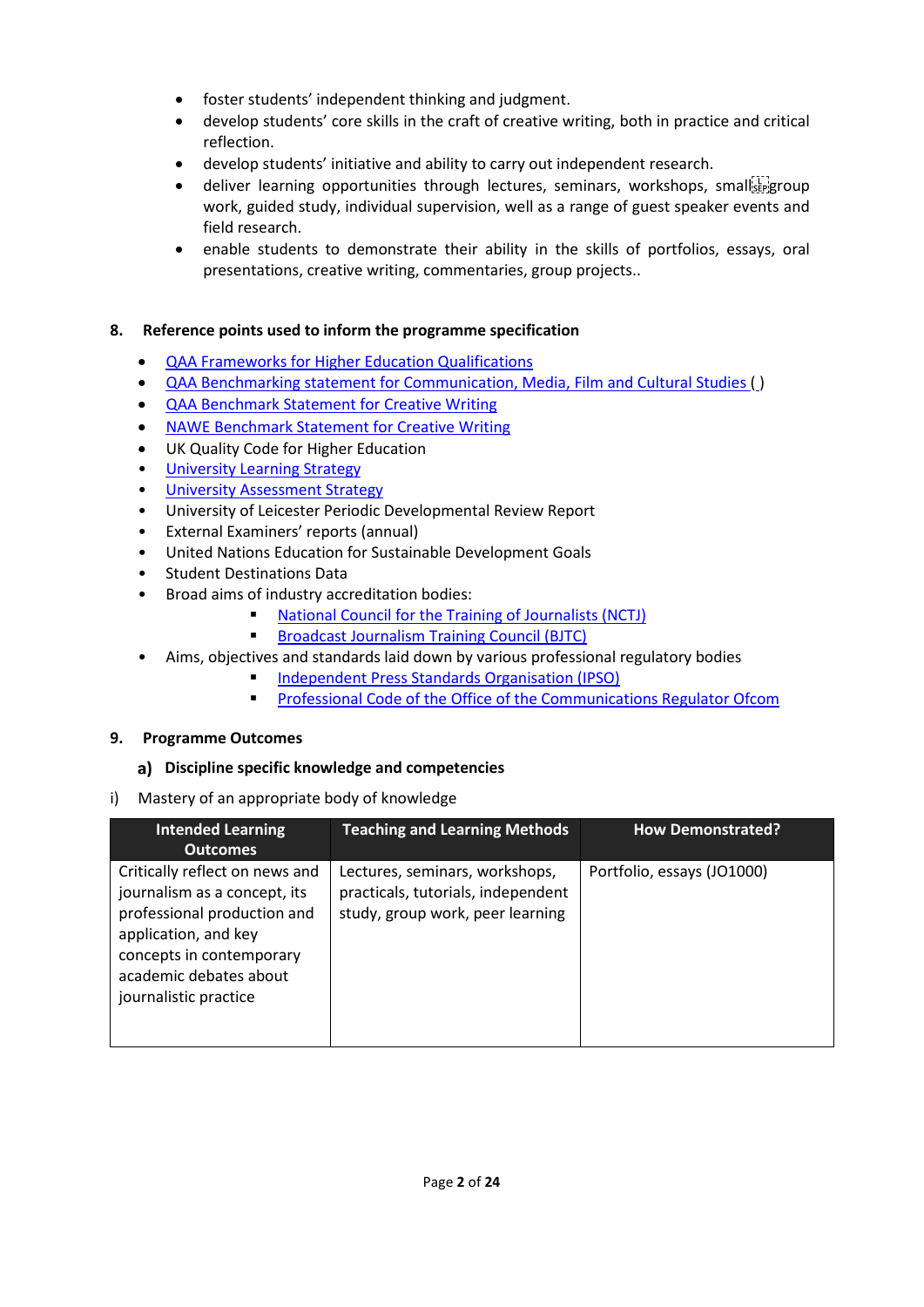- foster students' independent thinking and judgment.
- develop students' core skills in the craft of creative writing, both in practice and critical reflection.
- develop students' initiative and ability to carry out independent research.
- deliver learning opportunities through lectures, seminars, workshops, small group work, guided study, individual supervision, well as a range of guest speaker events and field research.
- enable students to demonstrate their ability in the skills of portfolios, essays, oral presentations, creative writing, commentaries, group projects..

## 8. Reference points used to inform the programme specification

- QAA Frameworks for Higher Education Qualifications
- QAA Benchmarking statement for Communication, Media, Film and Cultural Studies ( )
- QAA Benchmark Statement for Creative Writing
- NAWE Benchmark Statement for Creative Writing
- UK Quality Code for Higher Education
- University Learning Strategy
- University Assessment Strategy
- University of Leicester Periodic Developmental Review Report
- External Examiners' reports (annual)
- United Nations Education for Sustainable Development Goals
- Student Destinations Data
- Broad aims of industry accreditation bodies:
  - National Council for the Training of Journalists (NCTJ)
  - Broadcast Journalism Training Council (BJTC)
- Aims, objectives and standards laid down by various professional regulatory bodies
  - Independent Press Standards Organisation (IPSO)
  - Professional Code of the Office of the Communications Regulator Ofcom

## 9. Programme Outcomes

### a) Discipline specific knowledge and competencies

i) Mastery of an appropriate body of knowledge

| Intended Learning Outcomes | Teaching and Learning Methods | How Demonstrated? |
|---|---|---|
| Critically reflect on news and journalism as a concept, its professional production and application, and key concepts in contemporary academic debates about journalistic practice | Lectures, seminars, workshops, practicals, tutorials, independent study, group work, peer learning | Portfolio, essays (JO1000) |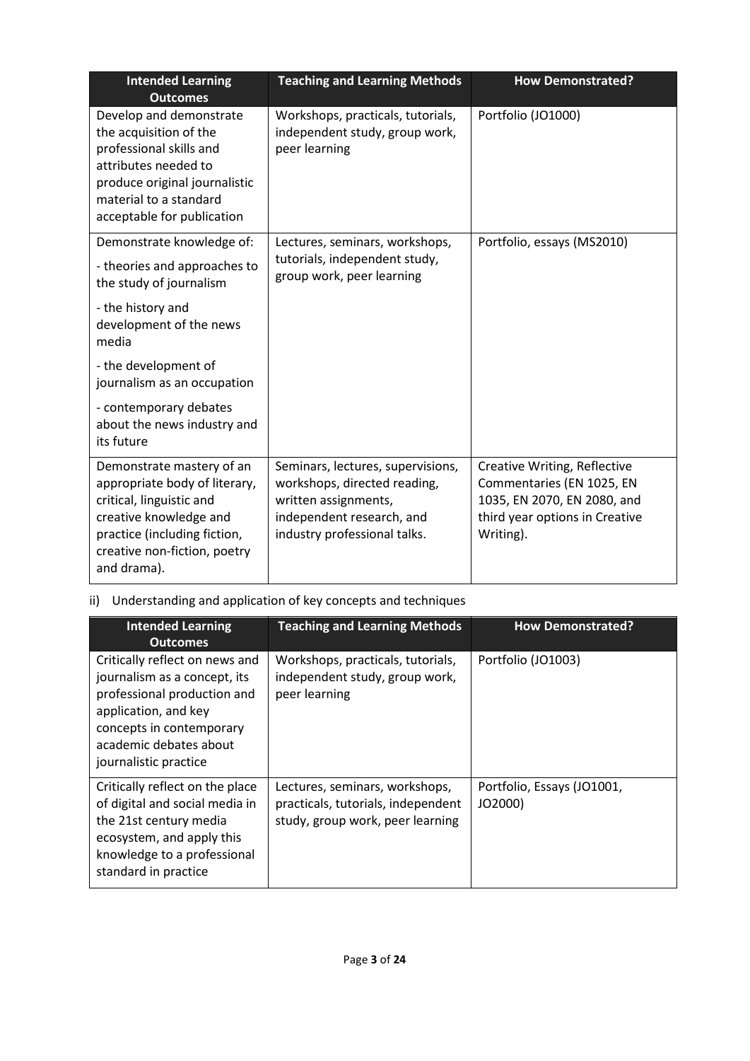| Intended Learning Outcomes | Teaching and Learning Methods | How Demonstrated? |
| --- | --- | --- |
| Develop and demonstrate the acquisition of the professional skills and attributes needed to produce original journalistic material to a standard acceptable for publication | Workshops, practicals, tutorials, independent study, group work, peer learning | Portfolio (JO1000) |
| Demonstrate knowledge of:<br>- theories and approaches to the study of journalism<br>- the history and development of the news media<br>- the development of journalism as an occupation<br>- contemporary debates about the news industry and its future | Lectures, seminars, workshops, tutorials, independent study, group work, peer learning | Portfolio, essays (MS2010) |
| Demonstrate mastery of an appropriate body of literary, critical, linguistic and creative knowledge and practice (including fiction, creative non-fiction, poetry and drama). | Seminars, lectures, supervisions, workshops, directed reading, written assignments, independent research, and industry professional talks. | Creative Writing, Reflective Commentaries (EN 1025, EN 1035, EN 2070, EN 2080, and third year options in Creative Writing). |

ii) Understanding and application of key concepts and techniques

| Intended Learning Outcomes | Teaching and Learning Methods | How Demonstrated? |
| --- | --- | --- |
| Critically reflect on news and journalism as a concept, its professional production and application, and key concepts in contemporary academic debates about journalistic practice | Workshops, practicals, tutorials, independent study, group work, peer learning | Portfolio (JO1003) |
| Critically reflect on the place of digital and social media in the 21st century media ecosystem, and apply this knowledge to a professional standard in practice | Lectures, seminars, workshops, practicals, tutorials, independent study, group work, peer learning | Portfolio, Essays (JO1001, JO2000) |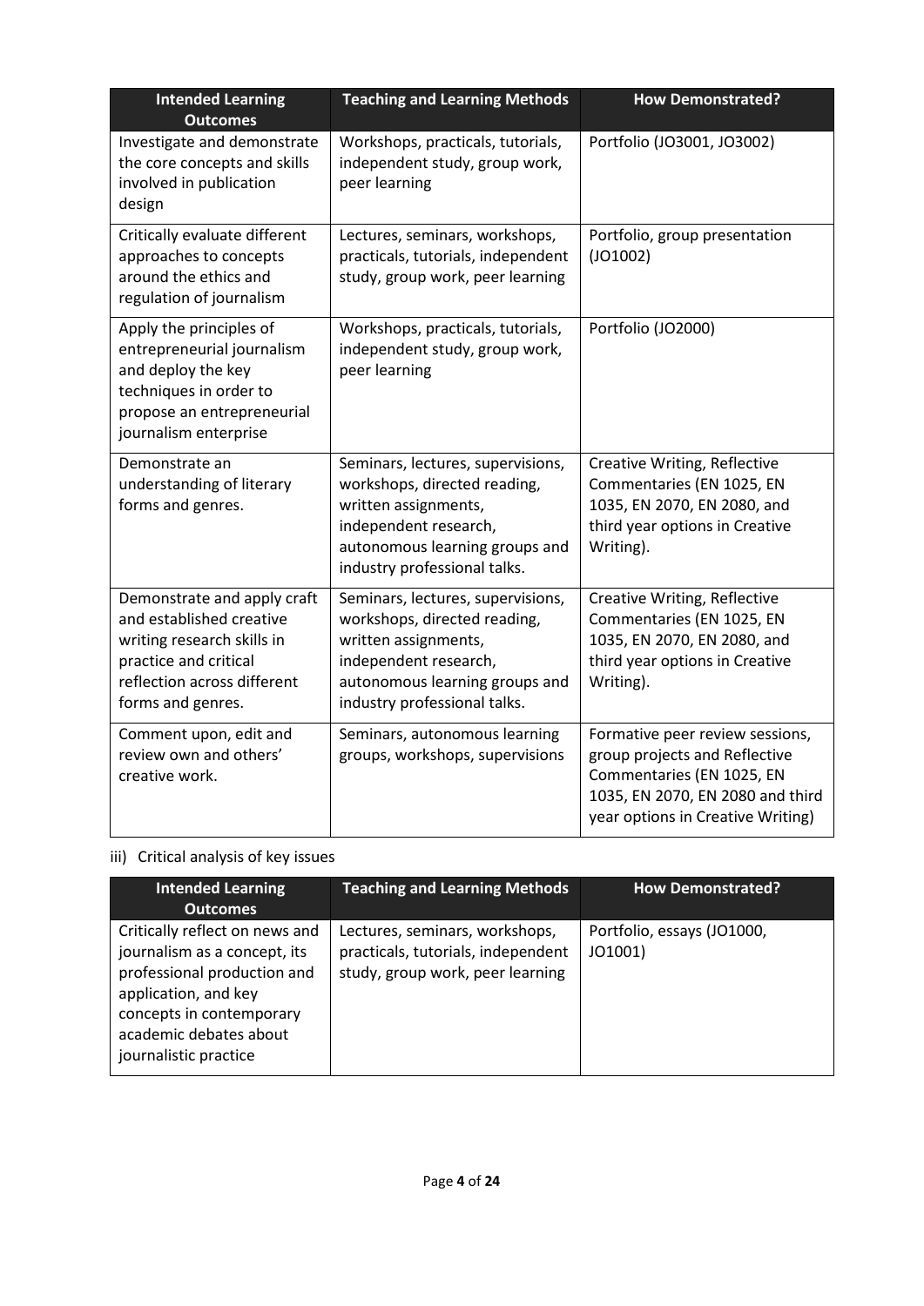| Intended Learning Outcomes | Teaching and Learning Methods | How Demonstrated? |
|---|---|---|
| Investigate and demonstrate the core concepts and skills involved in publication design | Workshops, practicals, tutorials, independent study, group work, peer learning | Portfolio (JO3001, JO3002) |
| Critically evaluate different approaches to concepts around the ethics and regulation of journalism | Lectures, seminars, workshops, practicals, tutorials, independent study, group work, peer learning | Portfolio, group presentation (JO1002) |
| Apply the principles of entrepreneurial journalism and deploy the key techniques in order to propose an entrepreneurial journalism enterprise | Workshops, practicals, tutorials, independent study, group work, peer learning | Portfolio (JO2000) |
| Demonstrate an understanding of literary forms and genres. | Seminars, lectures, supervisions, workshops, directed reading, written assignments, independent research, autonomous learning groups and industry professional talks. | Creative Writing, Reflective Commentaries (EN 1025, EN 1035, EN 2070, EN 2080, and third year options in Creative Writing). |
| Demonstrate and apply craft and established creative writing research skills in practice and critical reflection across different forms and genres. | Seminars, lectures, supervisions, workshops, directed reading, written assignments, independent research, autonomous learning groups and industry professional talks. | Creative Writing, Reflective Commentaries (EN 1025, EN 1035, EN 2070, EN 2080, and third year options in Creative Writing). |
| Comment upon, edit and review own and others' creative work. | Seminars, autonomous learning groups, workshops, supervisions | Formative peer review sessions, group projects and Reflective Commentaries (EN 1025, EN 1035, EN 2070, EN 2080 and third year options in Creative Writing) |

iii) Critical analysis of key issues

| Intended Learning Outcomes | Teaching and Learning Methods | How Demonstrated? |
|---|---|---|
| Critically reflect on news and journalism as a concept, its professional production and application, and key concepts in contemporary academic debates about journalistic practice | Lectures, seminars, workshops, practicals, tutorials, independent study, group work, peer learning | Portfolio, essays (JO1000, JO1001) |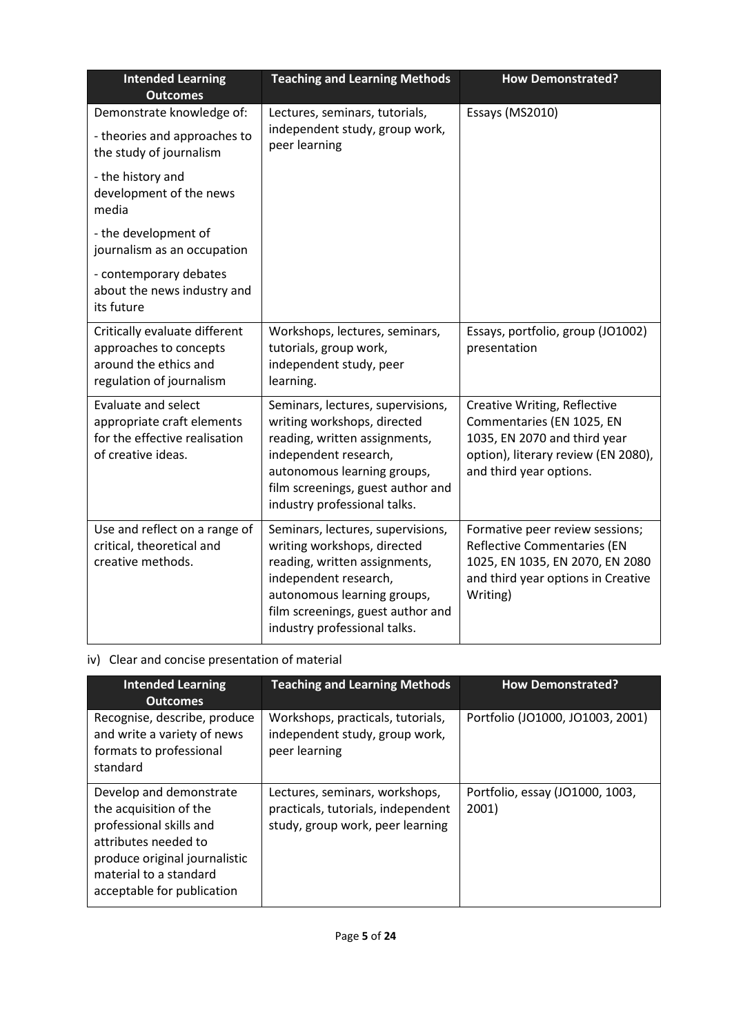| Intended Learning Outcomes | Teaching and Learning Methods | How Demonstrated? |
|---|---|---|
| Demonstrate knowledge of:<br>- theories and approaches to the study of journalism<br>- the history and development of the news media<br>- the development of journalism as an occupation<br>- contemporary debates about the news industry and its future | Lectures, seminars, tutorials, independent study, group work, peer learning | Essays (MS2010) |
| Critically evaluate different approaches to concepts around the ethics and regulation of journalism | Workshops, lectures, seminars, tutorials, group work, independent study, peer learning. | Essays, portfolio, group (JO1002) presentation |
| Evaluate and select appropriate craft elements for the effective realisation of creative ideas. | Seminars, lectures, supervisions, writing workshops, directed reading, written assignments, independent research, autonomous learning groups, film screenings, guest author and industry professional talks. | Creative Writing, Reflective Commentaries (EN 1025, EN 1035, EN 2070 and third year option), literary review (EN 2080), and third year options. |
| Use and reflect on a range of critical, theoretical and creative methods. | Seminars, lectures, supervisions, writing workshops, directed reading, written assignments, independent research, autonomous learning groups, film screenings, guest author and industry professional talks. | Formative peer review sessions; Reflective Commentaries (EN 1025, EN 1035, EN 2070, EN 2080 and third year options in Creative Writing) |

iv) Clear and concise presentation of material

| Intended Learning Outcomes | Teaching and Learning Methods | How Demonstrated? |
|---|---|---|
| Recognise, describe, produce and write a variety of news formats to professional standard | Workshops, practicals, tutorials, independent study, group work, peer learning | Portfolio (JO1000, JO1003, 2001) |
| Develop and demonstrate the acquisition of the professional skills and attributes needed to produce original journalistic material to a standard acceptable for publication | Lectures, seminars, workshops, practicals, tutorials, independent study, group work, peer learning | Portfolio, essay (JO1000, 1003, 2001) |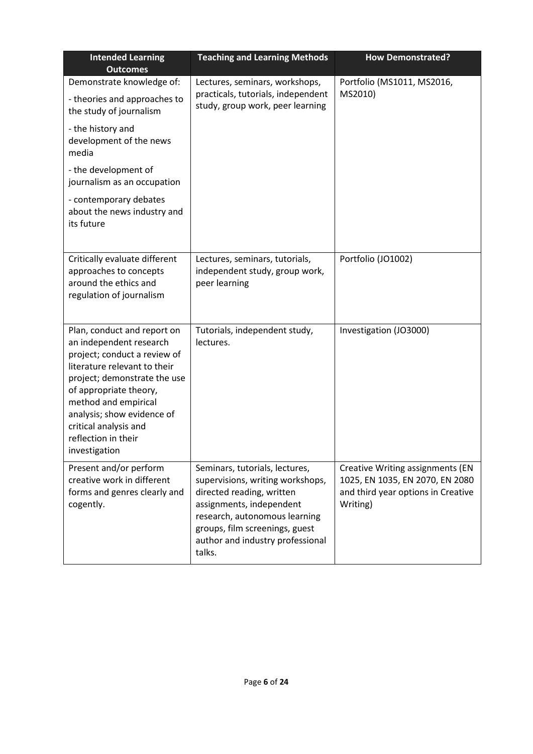| Intended Learning Outcomes | Teaching and Learning Methods | How Demonstrated? |
|---|---|---|
| Demonstrate knowledge of:<br>- theories and approaches to the study of journalism<br>- the history and development of the news media<br>- the development of journalism as an occupation<br>- contemporary debates about the news industry and its future | Lectures, seminars, workshops, practicals, tutorials, independent study, group work, peer learning | Portfolio (MS1011, MS2016, MS2010) |
| Critically evaluate different approaches to concepts around the ethics and regulation of journalism | Lectures, seminars, tutorials, independent study, group work, peer learning | Portfolio (JO1002) |
| Plan, conduct and report on an independent research project; conduct a review of literature relevant to their project; demonstrate the use of appropriate theory, method and empirical analysis; show evidence of critical analysis and reflection in their investigation | Tutorials, independent study, lectures. | Investigation (JO3000) |
| Present and/or perform creative work in different forms and genres clearly and cogently. | Seminars, tutorials, lectures, supervisions, writing workshops, directed reading, written assignments, independent research, autonomous learning groups, film screenings, guest author and industry professional talks. | Creative Writing assignments (EN 1025, EN 1035, EN 2070, EN 2080 and third year options in Creative Writing) |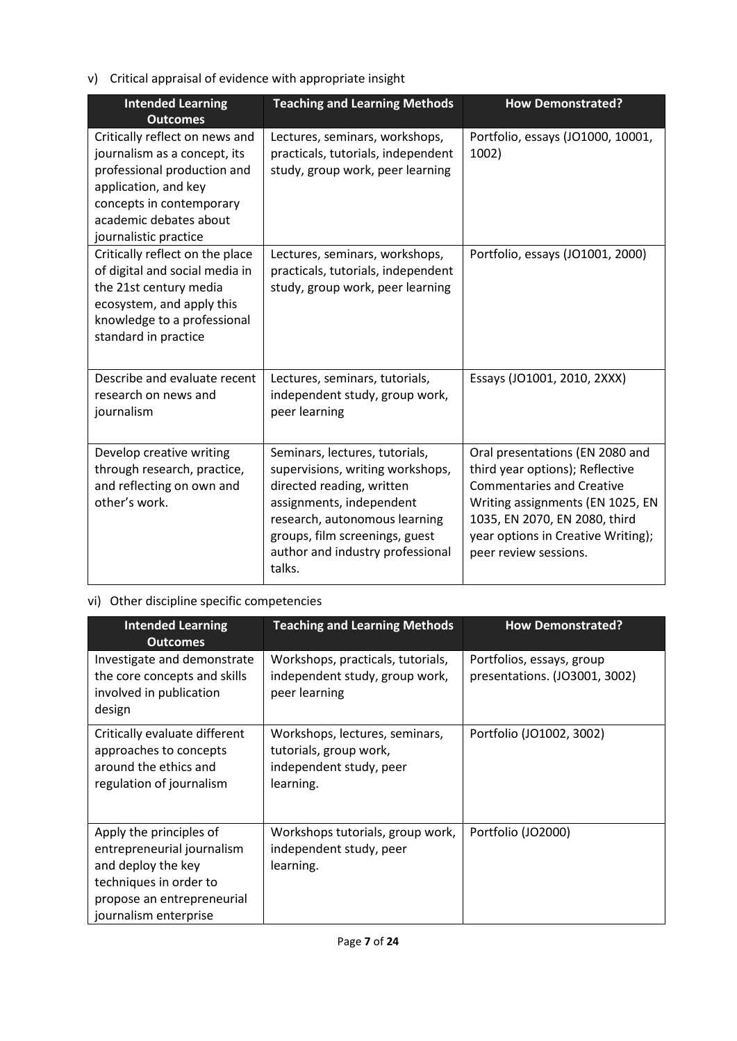v) Critical appraisal of evidence with appropriate insight

| Intended Learning Outcomes | Teaching and Learning Methods | How Demonstrated? |
|---|---|---|
| Critically reflect on news and journalism as a concept, its professional production and application, and key concepts in contemporary academic debates about journalistic practice | Lectures, seminars, workshops, practicals, tutorials, independent study, group work, peer learning | Portfolio, essays (JO1000, 10001, 1002) |
| Critically reflect on the place of digital and social media in the 21st century media ecosystem, and apply this knowledge to a professional standard in practice | Lectures, seminars, workshops, practicals, tutorials, independent study, group work, peer learning | Portfolio, essays (JO1001, 2000) |
| Describe and evaluate recent research on news and journalism | Lectures, seminars, tutorials, independent study, group work, peer learning | Essays (JO1001, 2010, 2XXX) |
| Develop creative writing through research, practice, and reflecting on own and other's work. | Seminars, lectures, tutorials, supervisions, writing workshops, directed reading, written assignments, independent research, autonomous learning groups, film screenings, guest author and industry professional talks. | Oral presentations (EN 2080 and third year options); Reflective Commentaries and Creative Writing assignments (EN 1025, EN 1035, EN 2070, EN 2080, third year options in Creative Writing); peer review sessions. |

vi) Other discipline specific competencies

| Intended Learning Outcomes | Teaching and Learning Methods | How Demonstrated? |
|---|---|---|
| Investigate and demonstrate the core concepts and skills involved in publication design | Workshops, practicals, tutorials, independent study, group work, peer learning | Portfolios, essays, group presentations. (JO3001, 3002) |
| Critically evaluate different approaches to concepts around the ethics and regulation of journalism | Workshops, lectures, seminars, tutorials, group work, independent study, peer learning. | Portfolio (JO1002, 3002) |
| Apply the principles of entrepreneurial journalism and deploy the key techniques in order to propose an entrepreneurial journalism enterprise | Workshops tutorials, group work, independent study, peer learning. | Portfolio (JO2000) |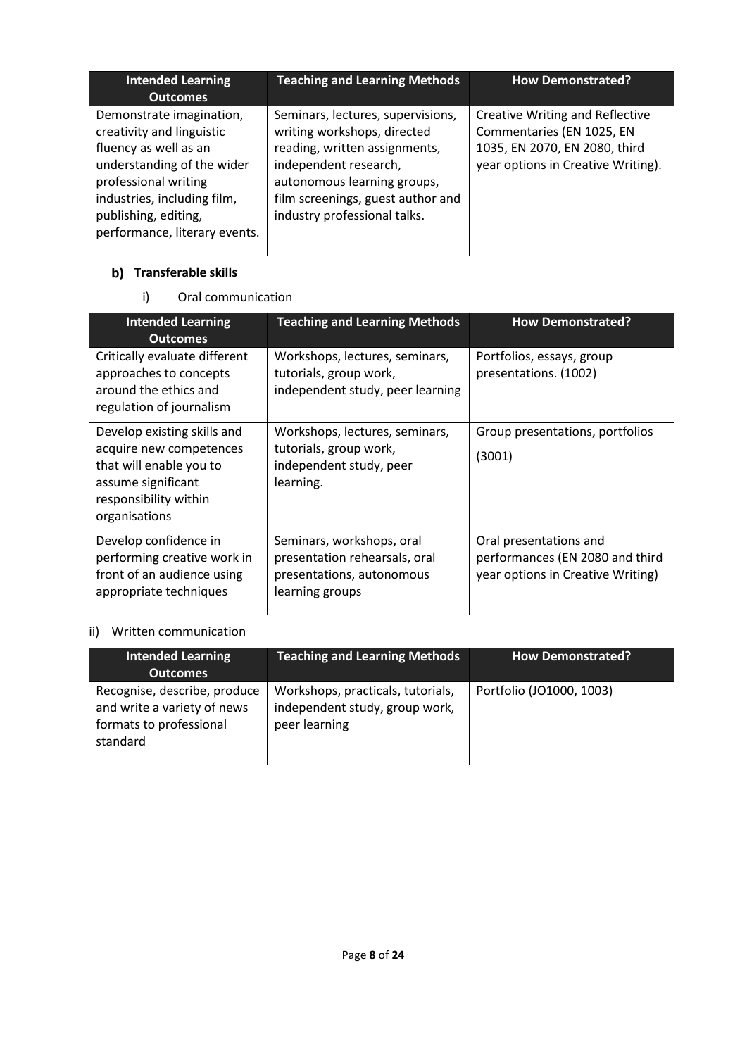| Intended Learning Outcomes | Teaching and Learning Methods | How Demonstrated? |
|---|---|---|
| Demonstrate imagination, creativity and linguistic fluency as well as an understanding of the wider professional writing industries, including film, publishing, editing, performance, literary events. | Seminars, lectures, supervisions, writing workshops, directed reading, written assignments, independent research, autonomous learning groups, film screenings, guest author and industry professional talks. | Creative Writing and Reflective Commentaries (EN 1025, EN 1035, EN 2070, EN 2080, third year options in Creative Writing). |

### b) Transferable skills

i) Oral communication

| Intended Learning Outcomes | Teaching and Learning Methods | How Demonstrated? |
|---|---|---|
| Critically evaluate different approaches to concepts around the ethics and regulation of journalism | Workshops, lectures, seminars, tutorials, group work, independent study, peer learning | Portfolios, essays, group presentations. (1002) |
| Develop existing skills and acquire new competences that will enable you to assume significant responsibility within organisations | Workshops, lectures, seminars, tutorials, group work, independent study, peer learning. | Group presentations, portfolios (3001) |
| Develop confidence in performing creative work in front of an audience using appropriate techniques | Seminars, workshops, oral presentation rehearsals, oral presentations, autonomous learning groups | Oral presentations and performances (EN 2080 and third year options in Creative Writing) |

ii) Written communication

| Intended Learning Outcomes | Teaching and Learning Methods | How Demonstrated? |
|---|---|---|
| Recognise, describe, produce and write a variety of news formats to professional standard | Workshops, practicals, tutorials, independent study, group work, peer learning | Portfolio (JO1000, 1003) |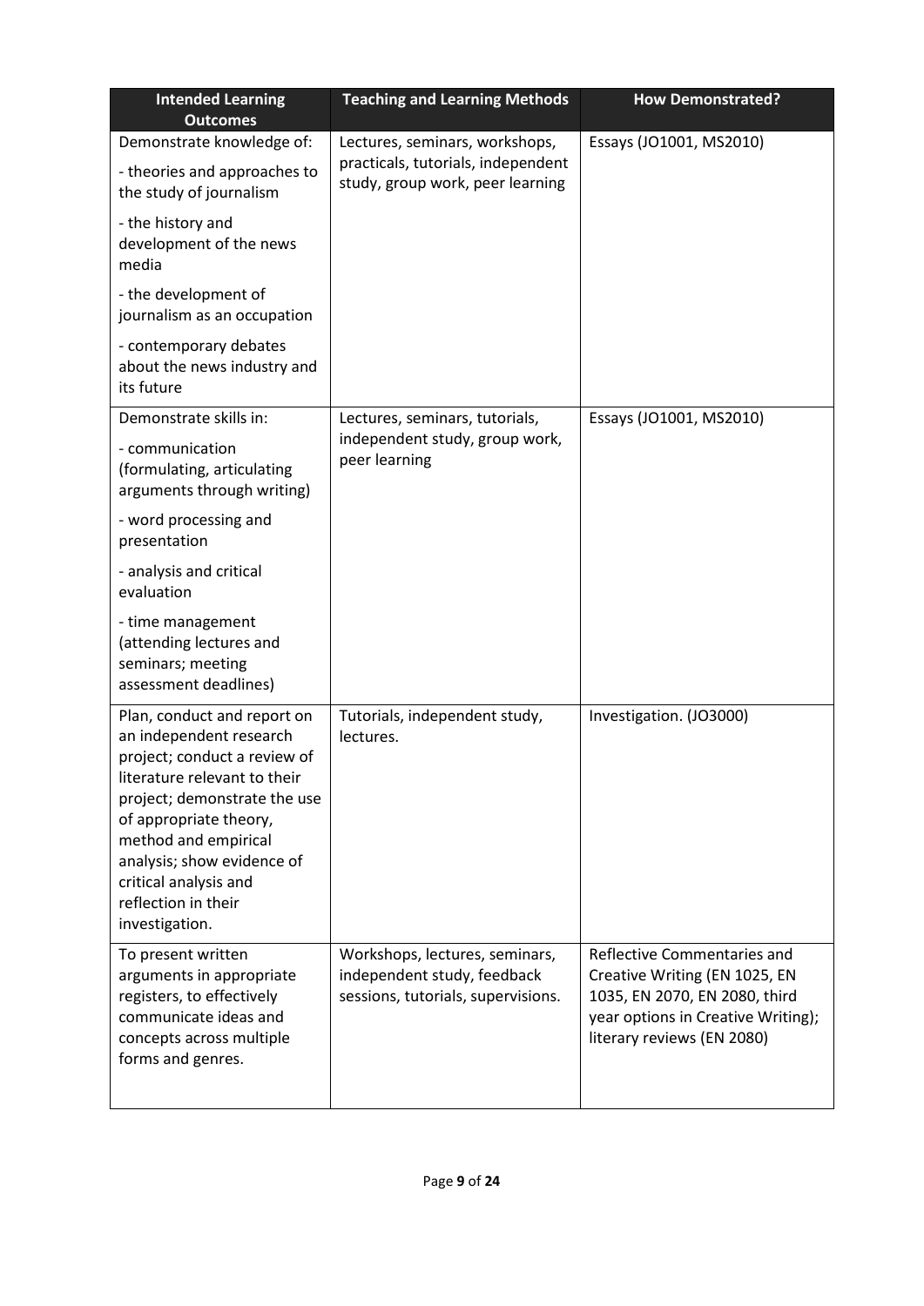| Intended Learning Outcomes | Teaching and Learning Methods | How Demonstrated? |
| --- | --- | --- |
| Demonstrate knowledge of:<br>- theories and approaches to the study of journalism<br>- the history and development of the news media<br>- the development of journalism as an occupation<br>- contemporary debates about the news industry and its future | Lectures, seminars, workshops, practicals, tutorials, independent study, group work, peer learning | Essays (JO1001, MS2010) |
| Demonstrate skills in:<br>- communication (formulating, articulating arguments through writing)<br>- word processing and presentation<br>- analysis and critical evaluation<br>- time management (attending lectures and seminars; meeting assessment deadlines) | Lectures, seminars, tutorials, independent study, group work, peer learning | Essays (JO1001, MS2010) |
| Plan, conduct and report on an independent research project; conduct a review of literature relevant to their project; demonstrate the use of appropriate theory, method and empirical analysis; show evidence of critical analysis and reflection in their investigation. | Tutorials, independent study, lectures. | Investigation. (JO3000) |
| To present written arguments in appropriate registers, to effectively communicate ideas and concepts across multiple forms and genres. | Workshops, lectures, seminars, independent study, feedback sessions, tutorials, supervisions. | Reflective Commentaries and Creative Writing (EN 1025, EN 1035, EN 2070, EN 2080, third year options in Creative Writing); literary reviews (EN 2080) |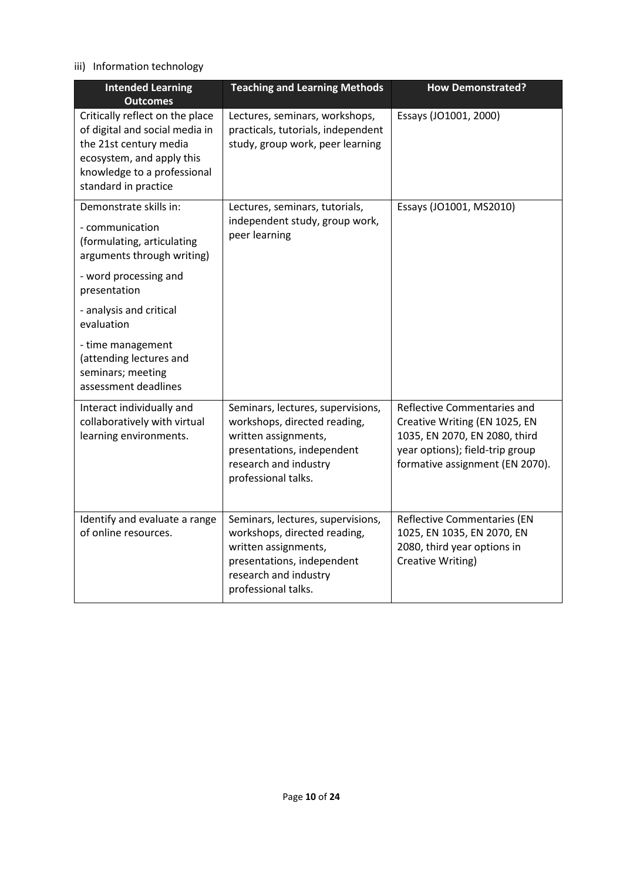iii) Information technology

| Intended Learning Outcomes | Teaching and Learning Methods | How Demonstrated? |
|---|---|---|
| Critically reflect on the place of digital and social media in the 21st century media ecosystem, and apply this knowledge to a professional standard in practice | Lectures, seminars, workshops, practicals, tutorials, independent study, group work, peer learning | Essays (JO1001, 2000) |
| Demonstrate skills in:<br><br>- communication (formulating, articulating arguments through writing)<br><br>- word processing and presentation<br><br>- analysis and critical evaluation<br><br>- time management (attending lectures and seminars; meeting assessment deadlines | Lectures, seminars, tutorials, independent study, group work, peer learning | Essays (JO1001, MS2010) |
| Interact individually and collaboratively with virtual learning environments. | Seminars, lectures, supervisions, workshops, directed reading, written assignments, presentations, independent research and industry professional talks. | Reflective Commentaries and Creative Writing (EN 1025, EN 1035, EN 2070, EN 2080, third year options); field-trip group formative assignment (EN 2070). |
| Identify and evaluate a range of online resources. | Seminars, lectures, supervisions, workshops, directed reading, written assignments, presentations, independent research and industry professional talks. | Reflective Commentaries (EN 1025, EN 1035, EN 2070, EN 2080, third year options in Creative Writing) |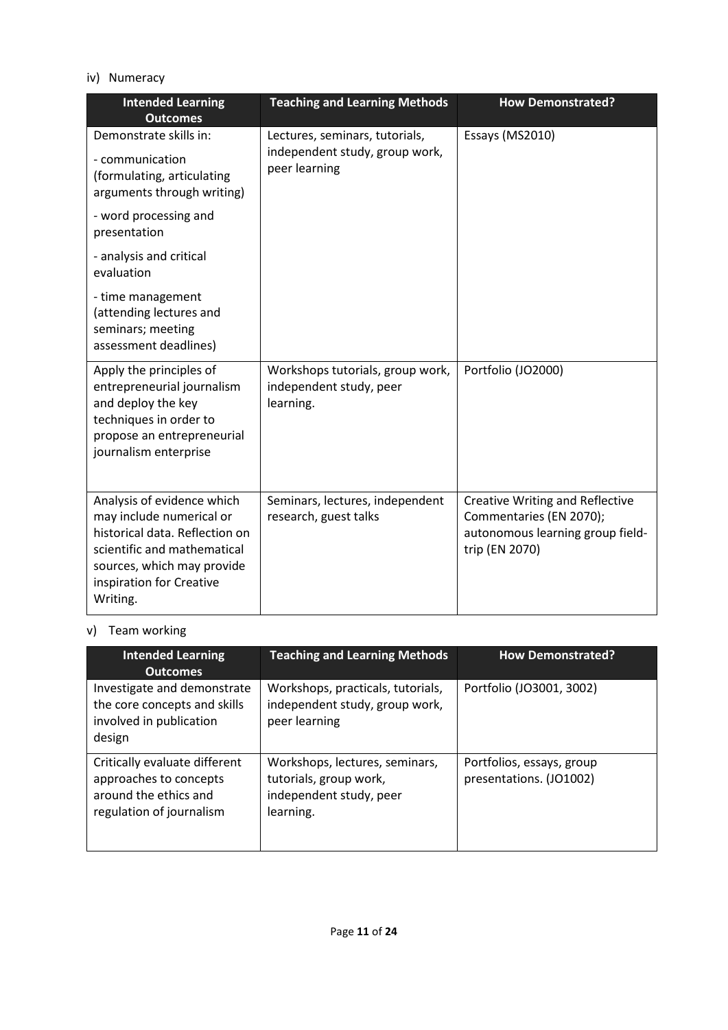iv) Numeracy

| Intended Learning Outcomes | Teaching and Learning Methods | How Demonstrated? |
|---|---|---|
| Demonstrate skills in:<br><br>- communication (formulating, articulating arguments through writing)<br><br>- word processing and presentation<br><br>- analysis and critical evaluation<br><br>- time management (attending lectures and seminars; meeting assessment deadlines) | Lectures, seminars, tutorials, independent study, group work, peer learning | Essays (MS2010) |
| Apply the principles of entrepreneurial journalism and deploy the key techniques in order to propose an entrepreneurial journalism enterprise | Workshops tutorials, group work, independent study, peer learning. | Portfolio (JO2000) |
| Analysis of evidence which may include numerical or historical data. Reflection on scientific and mathematical sources, which may provide inspiration for Creative Writing. | Seminars, lectures, independent research, guest talks | Creative Writing and Reflective Commentaries (EN 2070); autonomous learning group field-trip (EN 2070) |

v) Team working

| Intended Learning Outcomes | Teaching and Learning Methods | How Demonstrated? |
|---|---|---|
| Investigate and demonstrate the core concepts and skills involved in publication design | Workshops, practicals, tutorials, independent study, group work, peer learning | Portfolio (JO3001, 3002) |
| Critically evaluate different approaches to concepts around the ethics and regulation of journalism | Workshops, lectures, seminars, tutorials, group work, independent study, peer learning. | Portfolios, essays, group presentations. (JO1002) |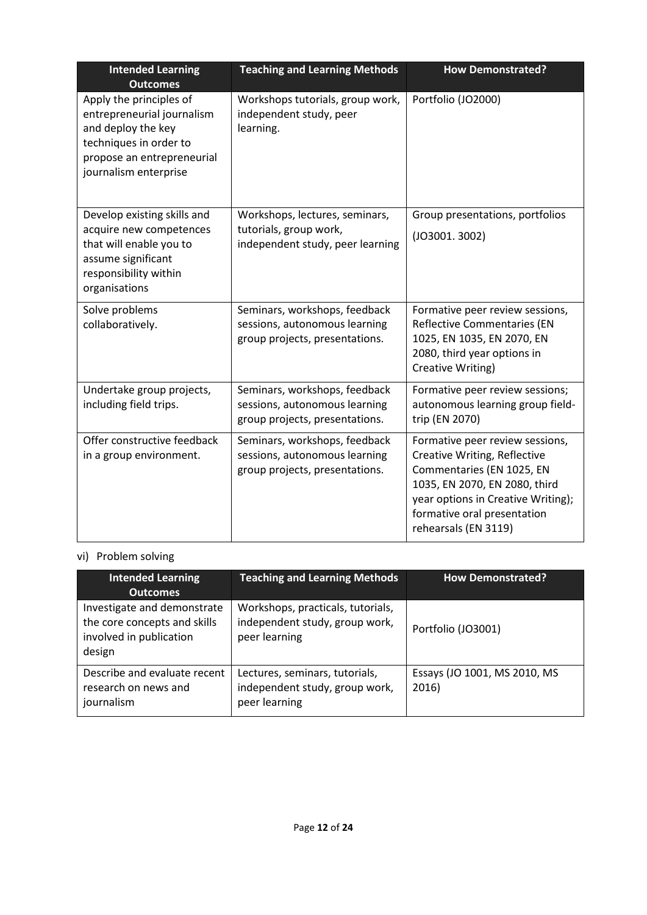| Intended Learning Outcomes | Teaching and Learning Methods | How Demonstrated? |
|---|---|---|
| Apply the principles of entrepreneurial journalism and deploy the key techniques in order to propose an entrepreneurial journalism enterprise | Workshops tutorials, group work, independent study, peer learning. | Portfolio (JO2000) |
| Develop existing skills and acquire new competences that will enable you to assume significant responsibility within organisations | Workshops, lectures, seminars, tutorials, group work, independent study, peer learning | Group presentations, portfolios (JO3001. 3002) |
| Solve problems collaboratively. | Seminars, workshops, feedback sessions, autonomous learning group projects, presentations. | Formative peer review sessions, Reflective Commentaries (EN 1025, EN 1035, EN 2070, EN 2080, third year options in Creative Writing) |
| Undertake group projects, including field trips. | Seminars, workshops, feedback sessions, autonomous learning group projects, presentations. | Formative peer review sessions; autonomous learning group field-trip (EN 2070) |
| Offer constructive feedback in a group environment. | Seminars, workshops, feedback sessions, autonomous learning group projects, presentations. | Formative peer review sessions, Creative Writing, Reflective Commentaries (EN 1025, EN 1035, EN 2070, EN 2080, third year options in Creative Writing); formative oral presentation rehearsals (EN 3119) |

vi) Problem solving

| Intended Learning Outcomes | Teaching and Learning Methods | How Demonstrated? |
|---|---|---|
| Investigate and demonstrate the core concepts and skills involved in publication design | Workshops, practicals, tutorials, independent study, group work, peer learning | Portfolio (JO3001) |
| Describe and evaluate recent research on news and journalism | Lectures, seminars, tutorials, independent study, group work, peer learning | Essays (JO 1001, MS 2010, MS 2016) |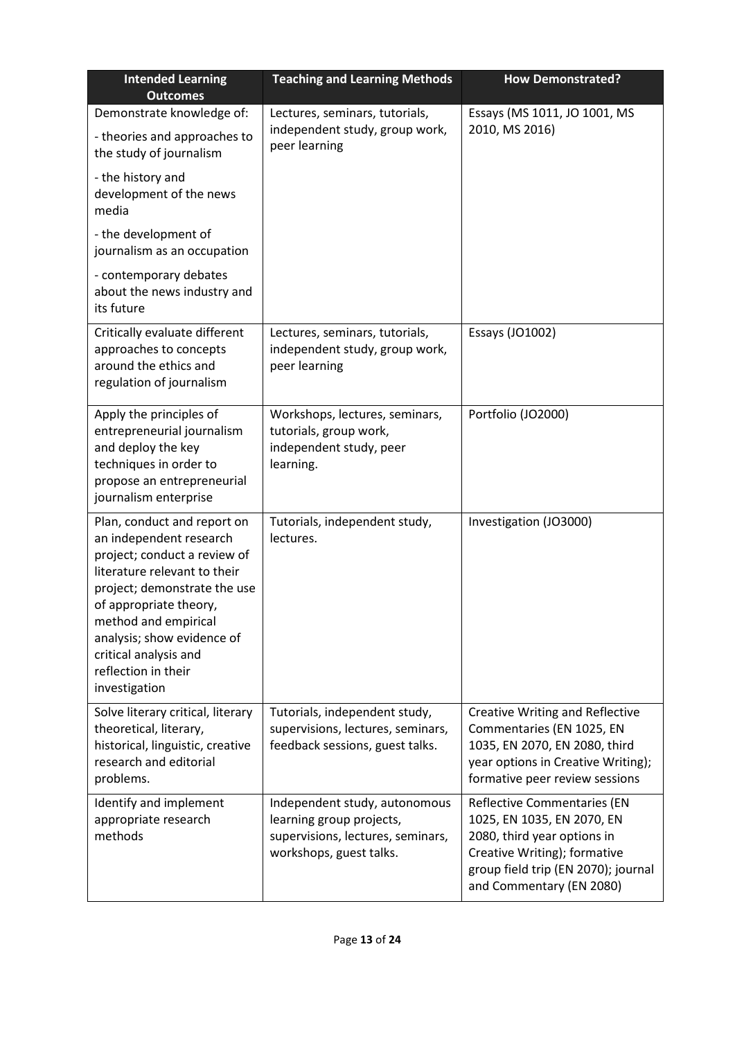| Intended Learning Outcomes | Teaching and Learning Methods | How Demonstrated? |
| --- | --- | --- |
| Demonstrate knowledge of:<br>- theories and approaches to the study of journalism<br>- the history and development of the news media<br>- the development of journalism as an occupation<br>- contemporary debates about the news industry and its future | Lectures, seminars, tutorials, independent study, group work, peer learning | Essays (MS 1011, JO 1001, MS 2010, MS 2016) |
| Critically evaluate different approaches to concepts around the ethics and regulation of journalism | Lectures, seminars, tutorials, independent study, group work, peer learning | Essays (JO1002) |
| Apply the principles of entrepreneurial journalism and deploy the key techniques in order to propose an entrepreneurial journalism enterprise | Workshops, lectures, seminars, tutorials, group work, independent study, peer learning. | Portfolio (JO2000) |
| Plan, conduct and report on an independent research project; conduct a review of literature relevant to their project; demonstrate the use of appropriate theory, method and empirical analysis; show evidence of critical analysis and reflection in their investigation | Tutorials, independent study, lectures. | Investigation (JO3000) |
| Solve literary critical, literary theoretical, literary, historical, linguistic, creative research and editorial problems. | Tutorials, independent study, supervisions, lectures, seminars, feedback sessions, guest talks. | Creative Writing and Reflective Commentaries (EN 1025, EN 1035, EN 2070, EN 2080, third year options in Creative Writing); formative peer review sessions |
| Identify and implement appropriate research methods | Independent study, autonomous learning group projects, supervisions, lectures, seminars, workshops, guest talks. | Reflective Commentaries (EN 1025, EN 1035, EN 2070, EN 2080, third year options in Creative Writing); formative group field trip (EN 2070); journal and Commentary (EN 2080) |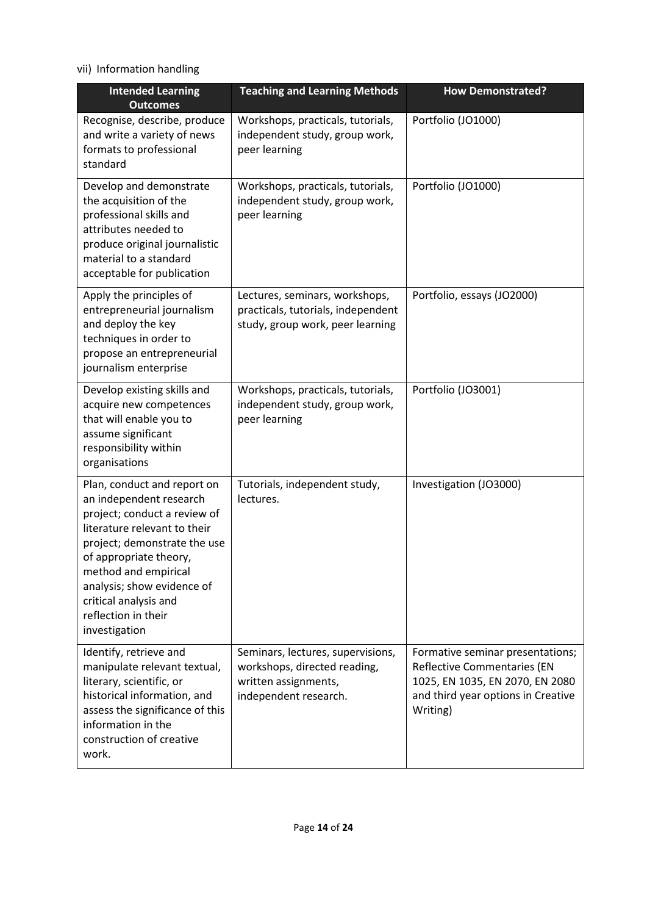vii) Information handling

| Intended Learning Outcomes | Teaching and Learning Methods | How Demonstrated? |
|---|---|---|
| Recognise, describe, produce and write a variety of news formats to professional standard | Workshops, practicals, tutorials, independent study, group work, peer learning | Portfolio (JO1000) |
| Develop and demonstrate the acquisition of the professional skills and attributes needed to produce original journalistic material to a standard acceptable for publication | Workshops, practicals, tutorials, independent study, group work, peer learning | Portfolio (JO1000) |
| Apply the principles of entrepreneurial journalism and deploy the key techniques in order to propose an entrepreneurial journalism enterprise | Lectures, seminars, workshops, practicals, tutorials, independent study, group work, peer learning | Portfolio, essays (JO2000) |
| Develop existing skills and acquire new competences that will enable you to assume significant responsibility within organisations | Workshops, practicals, tutorials, independent study, group work, peer learning | Portfolio (JO3001) |
| Plan, conduct and report on an independent research project; conduct a review of literature relevant to their project; demonstrate the use of appropriate theory, method and empirical analysis; show evidence of critical analysis and reflection in their investigation | Tutorials, independent study, lectures. | Investigation (JO3000) |
| Identify, retrieve and manipulate relevant textual, literary, scientific, or historical information, and assess the significance of this information in the construction of creative work. | Seminars, lectures, supervisions, workshops, directed reading, written assignments, independent research. | Formative seminar presentations; Reflective Commentaries (EN 1025, EN 1035, EN 2070, EN 2080 and third year options in Creative Writing) |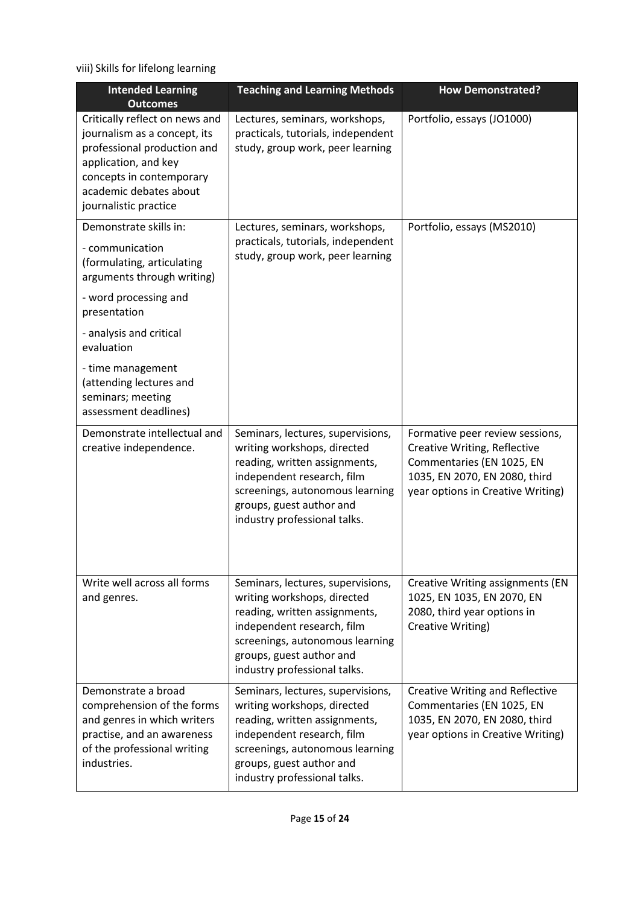viii) Skills for lifelong learning

| Intended Learning Outcomes | Teaching and Learning Methods | How Demonstrated? |
|---|---|---|
| Critically reflect on news and journalism as a concept, its professional production and application, and key concepts in contemporary academic debates about journalistic practice | Lectures, seminars, workshops, practicals, tutorials, independent study, group work, peer learning | Portfolio, essays (JO1000) |
| Demonstrate skills in:<br>- communication (formulating, articulating arguments through writing)<br>- word processing and presentation<br>- analysis and critical evaluation<br>- time management (attending lectures and seminars; meeting assessment deadlines) | Lectures, seminars, workshops, practicals, tutorials, independent study, group work, peer learning | Portfolio, essays (MS2010) |
| Demonstrate intellectual and creative independence. | Seminars, lectures, supervisions, writing workshops, directed reading, written assignments, independent research, film screenings, autonomous learning groups, guest author and industry professional talks. | Formative peer review sessions, Creative Writing, Reflective Commentaries (EN 1025, EN 1035, EN 2070, EN 2080, third year options in Creative Writing) |
| Write well across all forms and genres. | Seminars, lectures, supervisions, writing workshops, directed reading, written assignments, independent research, film screenings, autonomous learning groups, guest author and industry professional talks. | Creative Writing assignments (EN 1025, EN 1035, EN 2070, EN 2080, third year options in Creative Writing) |
| Demonstrate a broad comprehension of the forms and genres in which writers practise, and an awareness of the professional writing industries. | Seminars, lectures, supervisions, writing workshops, directed reading, written assignments, independent research, film screenings, autonomous learning groups, guest author and industry professional talks. | Creative Writing and Reflective Commentaries (EN 1025, EN 1035, EN 2070, EN 2080, third year options in Creative Writing) |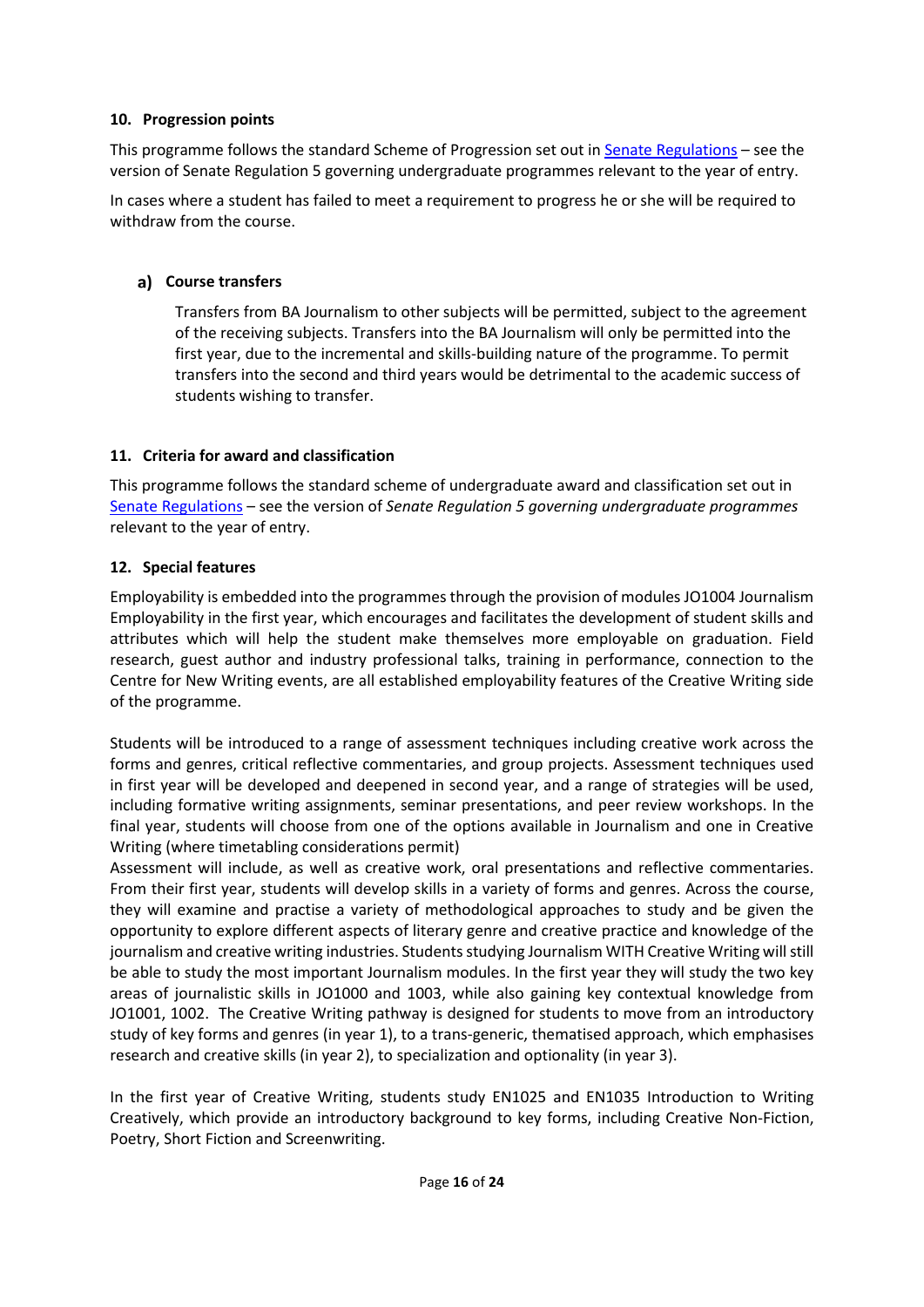### 10. Progression points

This programme follows the standard Scheme of Progression set out in Senate Regulations – see the version of Senate Regulation 5 governing undergraduate programmes relevant to the year of entry.

In cases where a student has failed to meet a requirement to progress he or she will be required to withdraw from the course.

#### a) Course transfers

Transfers from BA Journalism to other subjects will be permitted, subject to the agreement of the receiving subjects. Transfers into the BA Journalism will only be permitted into the first year, due to the incremental and skills-building nature of the programme. To permit transfers into the second and third years would be detrimental to the academic success of students wishing to transfer.

### 11. Criteria for award and classification

This programme follows the standard scheme of undergraduate award and classification set out in Senate Regulations – see the version of *Senate Regulation 5 governing undergraduate programmes* relevant to the year of entry.

### 12. Special features

Employability is embedded into the programmes through the provision of modules JO1004 Journalism Employability in the first year, which encourages and facilitates the development of student skills and attributes which will help the student make themselves more employable on graduation. Field research, guest author and industry professional talks, training in performance, connection to the Centre for New Writing events, are all established employability features of the Creative Writing side of the programme.

Students will be introduced to a range of assessment techniques including creative work across the forms and genres, critical reflective commentaries, and group projects. Assessment techniques used in first year will be developed and deepened in second year, and a range of strategies will be used, including formative writing assignments, seminar presentations, and peer review workshops. In the final year, students will choose from one of the options available in Journalism and one in Creative Writing (where timetabling considerations permit)
Assessment will include, as well as creative work, oral presentations and reflective commentaries. From their first year, students will develop skills in a variety of forms and genres. Across the course, they will examine and practise a variety of methodological approaches to study and be given the opportunity to explore different aspects of literary genre and creative practice and knowledge of the journalism and creative writing industries. Students studying Journalism WITH Creative Writing will still be able to study the most important Journalism modules. In the first year they will study the two key areas of journalistic skills in JO1000 and 1003, while also gaining key contextual knowledge from JO1001, 1002. The Creative Writing pathway is designed for students to move from an introductory study of key forms and genres (in year 1), to a trans-generic, thematised approach, which emphasises research and creative skills (in year 2), to specialization and optionality (in year 3).

In the first year of Creative Writing, students study EN1025 and EN1035 Introduction to Writing Creatively, which provide an introductory background to key forms, including Creative Non-Fiction, Poetry, Short Fiction and Screenwriting.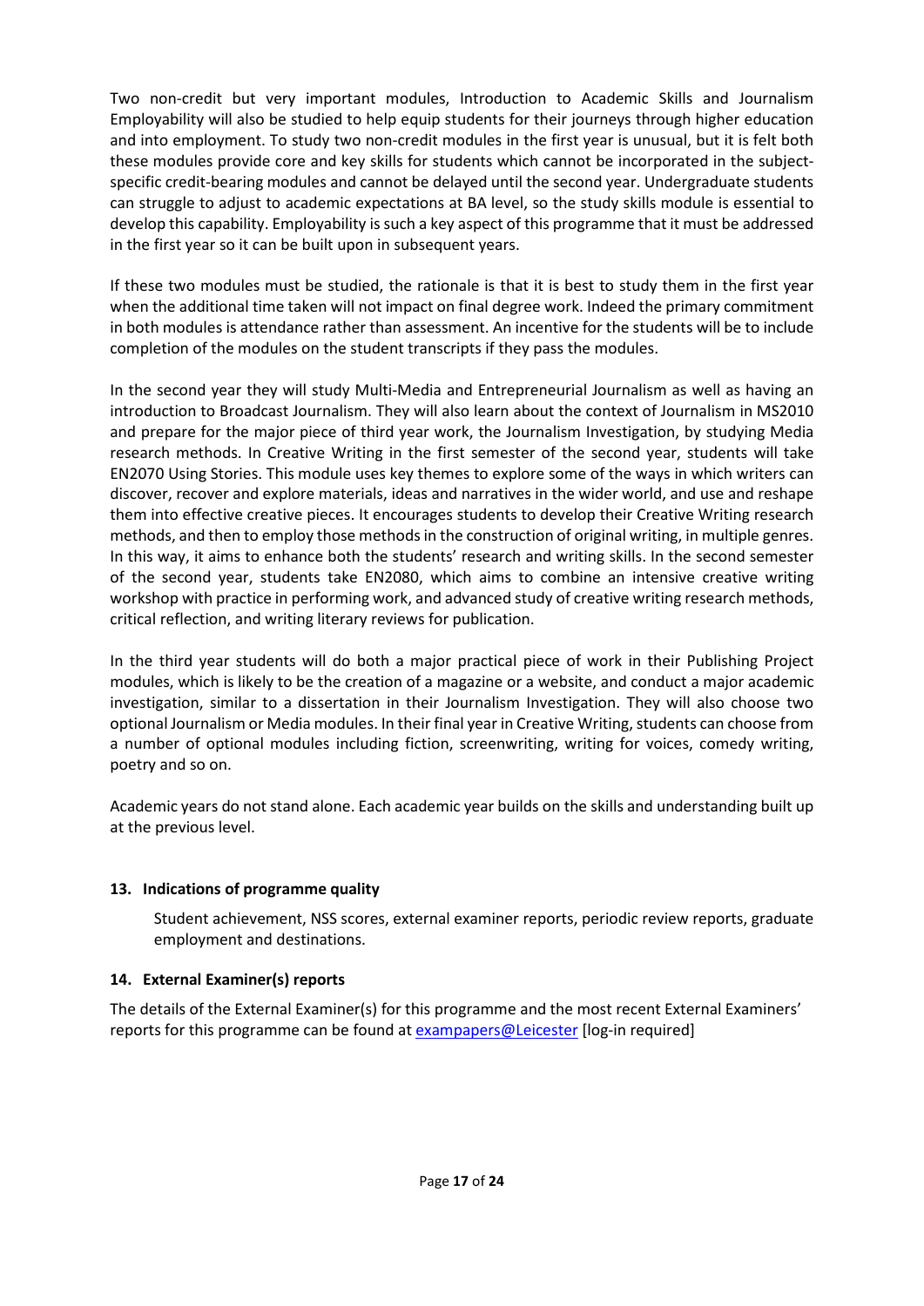Two non-credit but very important modules, Introduction to Academic Skills and Journalism Employability will also be studied to help equip students for their journeys through higher education and into employment. To study two non-credit modules in the first year is unusual, but it is felt both these modules provide core and key skills for students which cannot be incorporated in the subject-specific credit-bearing modules and cannot be delayed until the second year. Undergraduate students can struggle to adjust to academic expectations at BA level, so the study skills module is essential to develop this capability. Employability is such a key aspect of this programme that it must be addressed in the first year so it can be built upon in subsequent years.

If these two modules must be studied, the rationale is that it is best to study them in the first year when the additional time taken will not impact on final degree work. Indeed the primary commitment in both modules is attendance rather than assessment. An incentive for the students will be to include completion of the modules on the student transcripts if they pass the modules.

In the second year they will study Multi-Media and Entrepreneurial Journalism as well as having an introduction to Broadcast Journalism. They will also learn about the context of Journalism in MS2010 and prepare for the major piece of third year work, the Journalism Investigation, by studying Media research methods. In Creative Writing in the first semester of the second year, students will take EN2070 Using Stories. This module uses key themes to explore some of the ways in which writers can discover, recover and explore materials, ideas and narratives in the wider world, and use and reshape them into effective creative pieces. It encourages students to develop their Creative Writing research methods, and then to employ those methods in the construction of original writing, in multiple genres. In this way, it aims to enhance both the students' research and writing skills. In the second semester of the second year, students take EN2080, which aims to combine an intensive creative writing workshop with practice in performing work, and advanced study of creative writing research methods, critical reflection, and writing literary reviews for publication.

In the third year students will do both a major practical piece of work in their Publishing Project modules, which is likely to be the creation of a magazine or a website, and conduct a major academic investigation, similar to a dissertation in their Journalism Investigation. They will also choose two optional Journalism or Media modules. In their final year in Creative Writing, students can choose from a number of optional modules including fiction, screenwriting, writing for voices, comedy writing, poetry and so on.

Academic years do not stand alone. Each academic year builds on the skills and understanding built up at the previous level.

## 13. Indications of programme quality

Student achievement, NSS scores, external examiner reports, periodic review reports, graduate employment and destinations.

## 14. External Examiner(s) reports

The details of the External Examiner(s) for this programme and the most recent External Examiners' reports for this programme can be found at exampapers@Leicester [log-in required]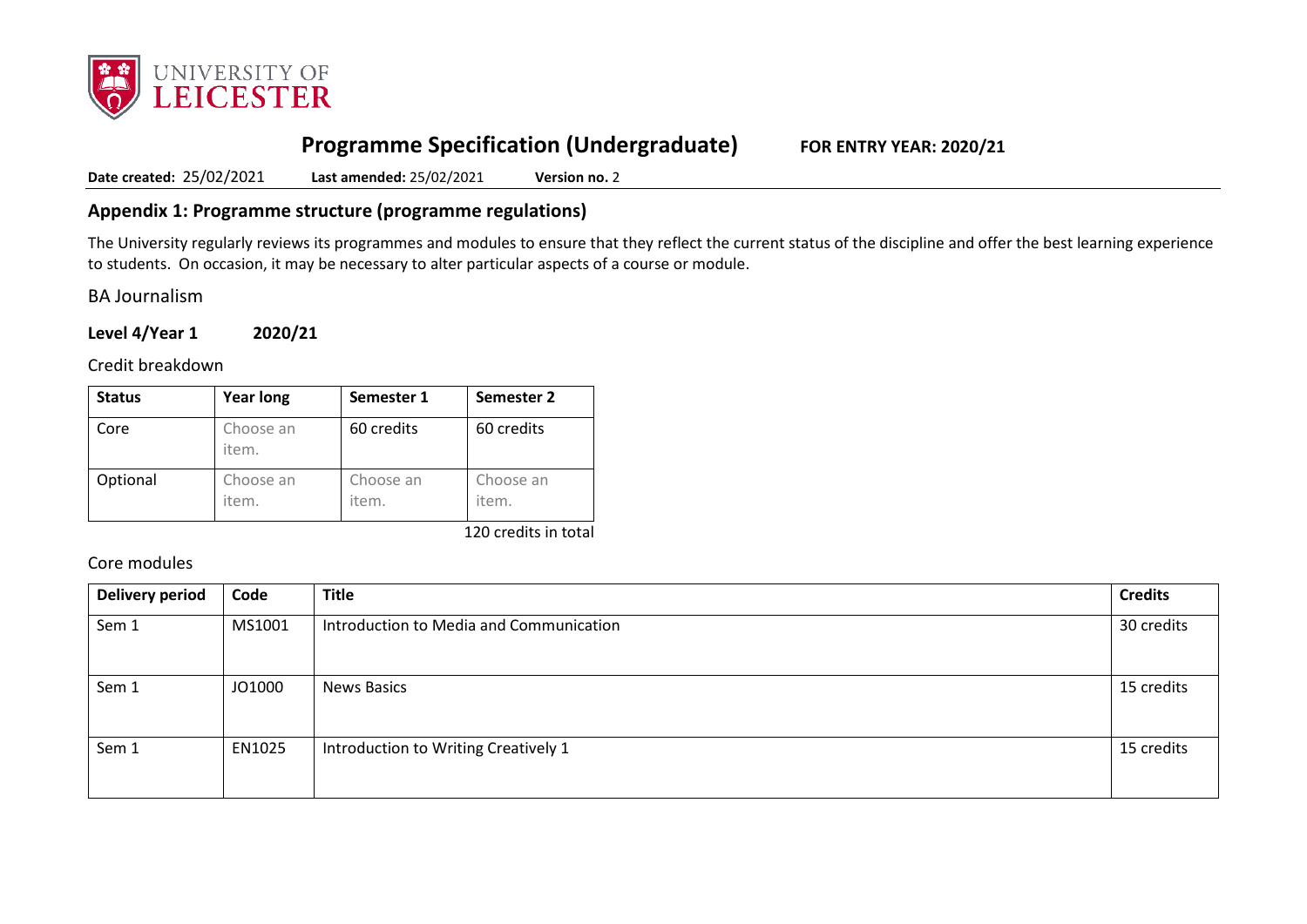# Programme Specification (Undergraduate) **FOR ENTRY YEAR: 2020/21**

**Date created:** 25/02/2021 **Last amended:** 25/02/2021 **Version no.** 2

## Appendix 1: Programme structure (programme regulations)

The University regularly reviews its programmes and modules to ensure that they reflect the current status of the discipline and offer the best learning experience to students. On occasion, it may be necessary to alter particular aspects of a course or module.

BA Journalism

**Level 4/Year 1 2020/21**

Credit breakdown

| Status | Year long | Semester 1 | Semester 2 |
|---|---|---|---|
| Core | Choose an item. | 60 credits | 60 credits |
| Optional | Choose an item. | Choose an item. | Choose an item. |

120 credits in total

Core modules

| Delivery period | Code | Title | Credits |
|---|---|---|---|
| Sem 1 | MS1001 | Introduction to Media and Communication | 30 credits |
| Sem 1 | JO1000 | News Basics | 15 credits |
| Sem 1 | EN1025 | Introduction to Writing Creatively 1 | 15 credits |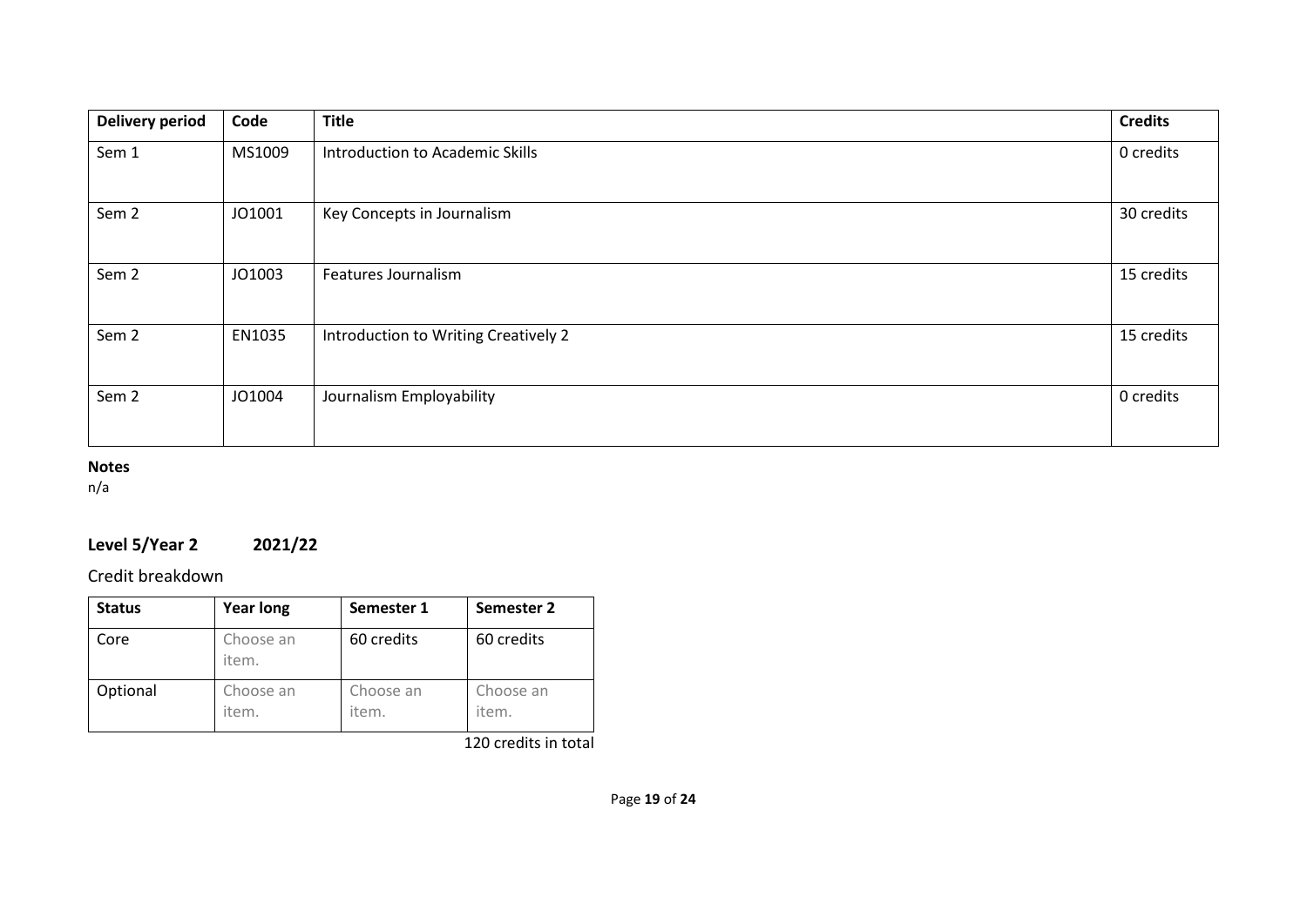| Delivery period | Code | Title | Credits |
|---|---|---|---|
| Sem 1 | MS1009 | Introduction to Academic Skills | 0 credits |
| Sem 2 | JO1001 | Key Concepts in Journalism | 30 credits |
| Sem 2 | JO1003 | Features Journalism | 15 credits |
| Sem 2 | EN1035 | Introduction to Writing Creatively 2 | 15 credits |
| Sem 2 | JO1004 | Journalism Employability | 0 credits |

**Notes**
n/a

## Level 5/Year 2 2021/22

Credit breakdown

| Status | Year long | Semester 1 | Semester 2 |
|---|---|---|---|
| Core | Choose an item. | 60 credits | 60 credits |
| Optional | Choose an item. | Choose an item. | Choose an item. |

120 credits in total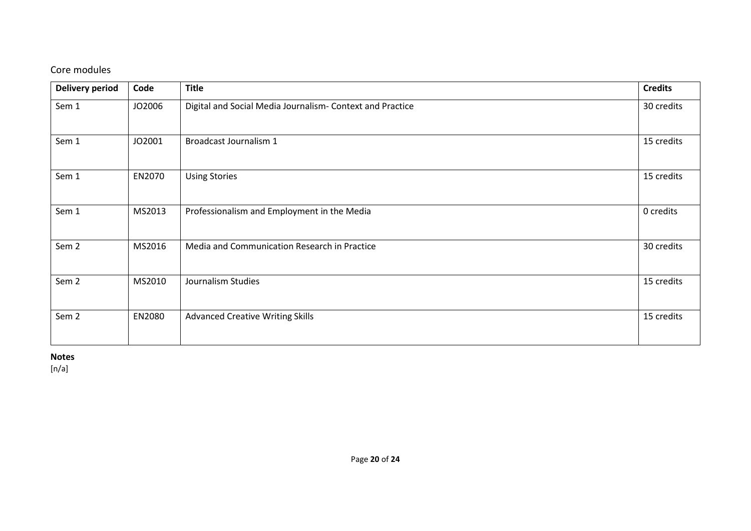Core modules

| Delivery period | Code | Title | Credits |
|---|---|---|---|
| Sem 1 | JO2006 | Digital and Social Media Journalism- Context and Practice | 30 credits |
| Sem 1 | JO2001 | Broadcast Journalism 1 | 15 credits |
| Sem 1 | EN2070 | Using Stories | 15 credits |
| Sem 1 | MS2013 | Professionalism and Employment in the Media | 0 credits |
| Sem 2 | MS2016 | Media and Communication Research in Practice | 30 credits |
| Sem 2 | MS2010 | Journalism Studies | 15 credits |
| Sem 2 | EN2080 | Advanced Creative Writing Skills | 15 credits |

**Notes**

[n/a]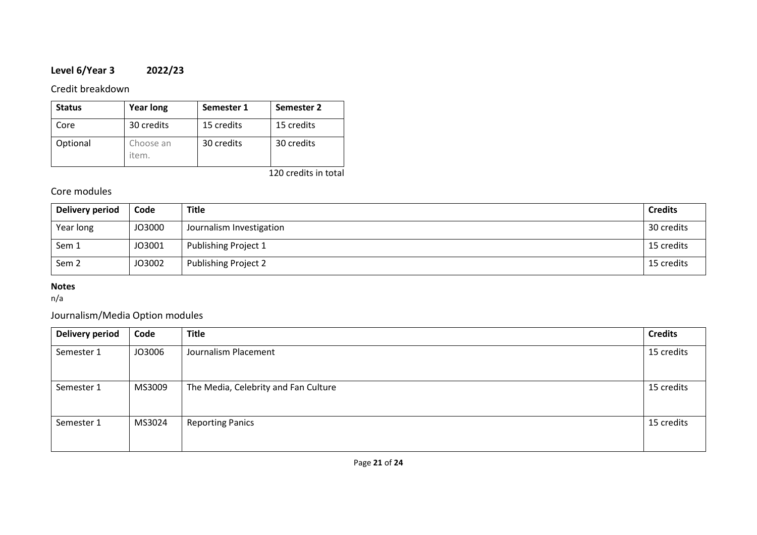**Level 6/Year 3 2022/23**

Credit breakdown

| Status | Year long | Semester 1 | Semester 2 |
|---|---|---|---|
| Core | 30 credits | 15 credits | 15 credits |
| Optional | Choose an item. | 30 credits | 30 credits |

120 credits in total

Core modules

| Delivery period | Code | Title | Credits |
|---|---|---|---|
| Year long | JO3000 | Journalism Investigation | 30 credits |
| Sem 1 | JO3001 | Publishing Project 1 | 15 credits |
| Sem 2 | JO3002 | Publishing Project 2 | 15 credits |

**Notes**
n/a

Journalism/Media Option modules

| Delivery period | Code | Title | Credits |
|---|---|---|---|
| Semester 1 | JO3006 | Journalism Placement | 15 credits |
| Semester 1 | MS3009 | The Media, Celebrity and Fan Culture | 15 credits |
| Semester 1 | MS3024 | Reporting Panics | 15 credits |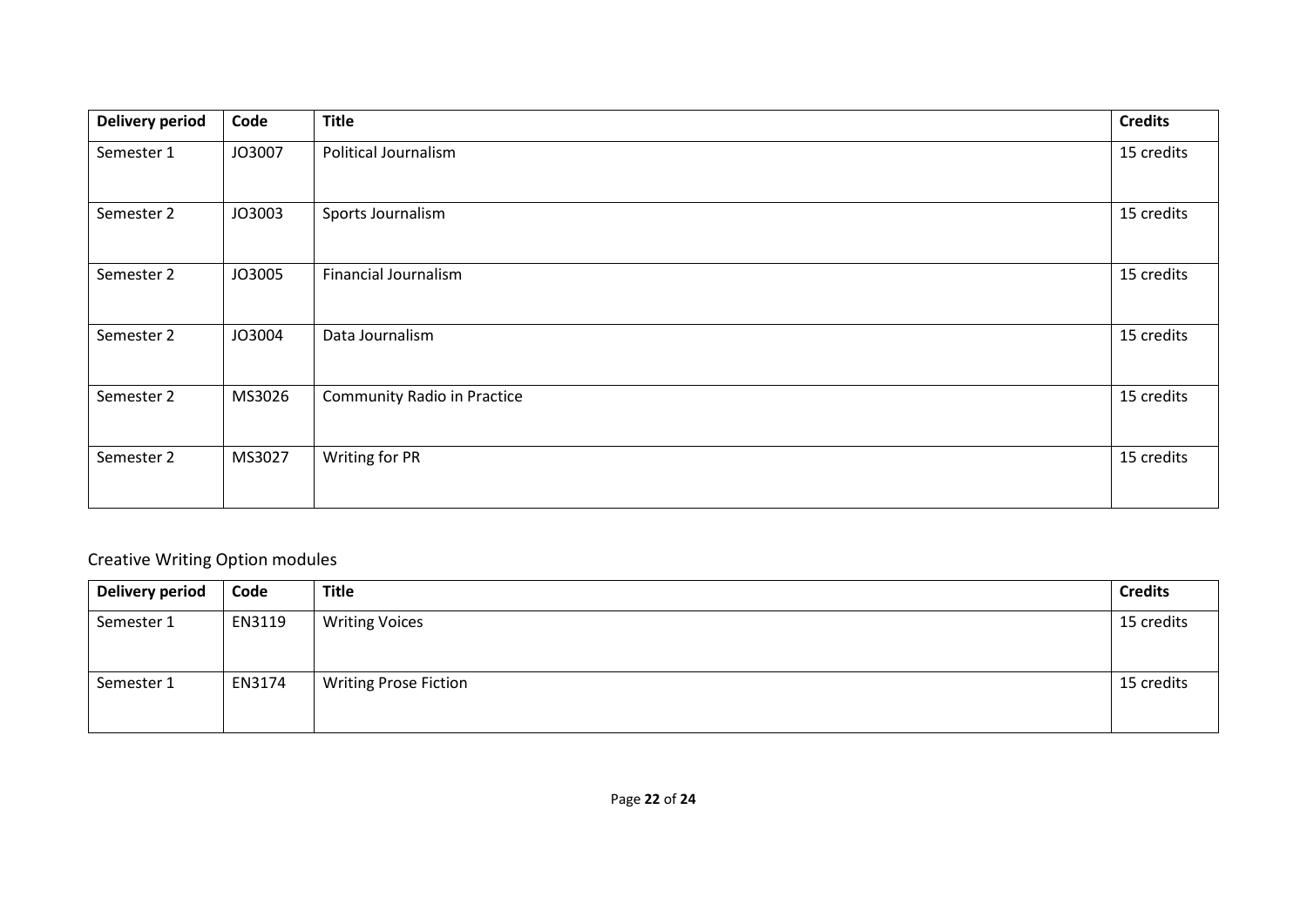| Delivery period | Code | Title | Credits |
|---|---|---|---|
| Semester 1 | JO3007 | Political Journalism | 15 credits |
| Semester 2 | JO3003 | Sports Journalism | 15 credits |
| Semester 2 | JO3005 | Financial Journalism | 15 credits |
| Semester 2 | JO3004 | Data Journalism | 15 credits |
| Semester 2 | MS3026 | Community Radio in Practice | 15 credits |
| Semester 2 | MS3027 | Writing for PR | 15 credits |

## Creative Writing Option modules

| Delivery period | Code | Title | Credits |
|---|---|---|---|
| Semester 1 | EN3119 | Writing Voices | 15 credits |
| Semester 1 | EN3174 | Writing Prose Fiction | 15 credits |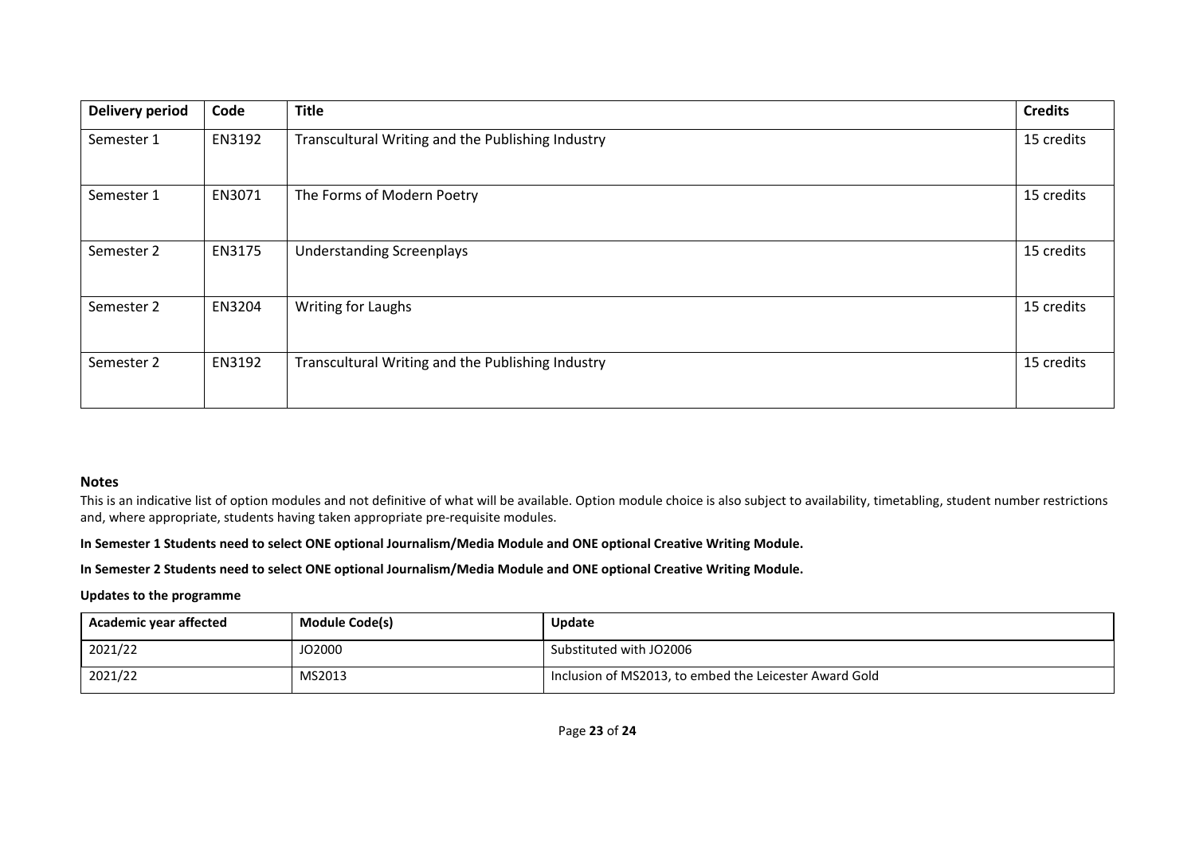| Delivery period | Code | Title | Credits |
|---|---|---|---|
| Semester 1 | EN3192 | Transcultural Writing and the Publishing Industry | 15 credits |
| Semester 1 | EN3071 | The Forms of Modern Poetry | 15 credits |
| Semester 2 | EN3175 | Understanding Screenplays | 15 credits |
| Semester 2 | EN3204 | Writing for Laughs | 15 credits |
| Semester 2 | EN3192 | Transcultural Writing and the Publishing Industry | 15 credits |

### Notes

This is an indicative list of option modules and not definitive of what will be available. Option module choice is also subject to availability, timetabling, student number restrictions and, where appropriate, students having taken appropriate pre-requisite modules.

**In Semester 1 Students need to select ONE optional Journalism/Media Module and ONE optional Creative Writing Module.**

**In Semester 2 Students need to select ONE optional Journalism/Media Module and ONE optional Creative Writing Module.**

**Updates to the programme**

| Academic year affected | Module Code(s) | Update |
|---|---|---|
| 2021/22 | JO2000 | Substituted with JO2006 |
| 2021/22 | MS2013 | Inclusion of MS2013, to embed the Leicester Award Gold |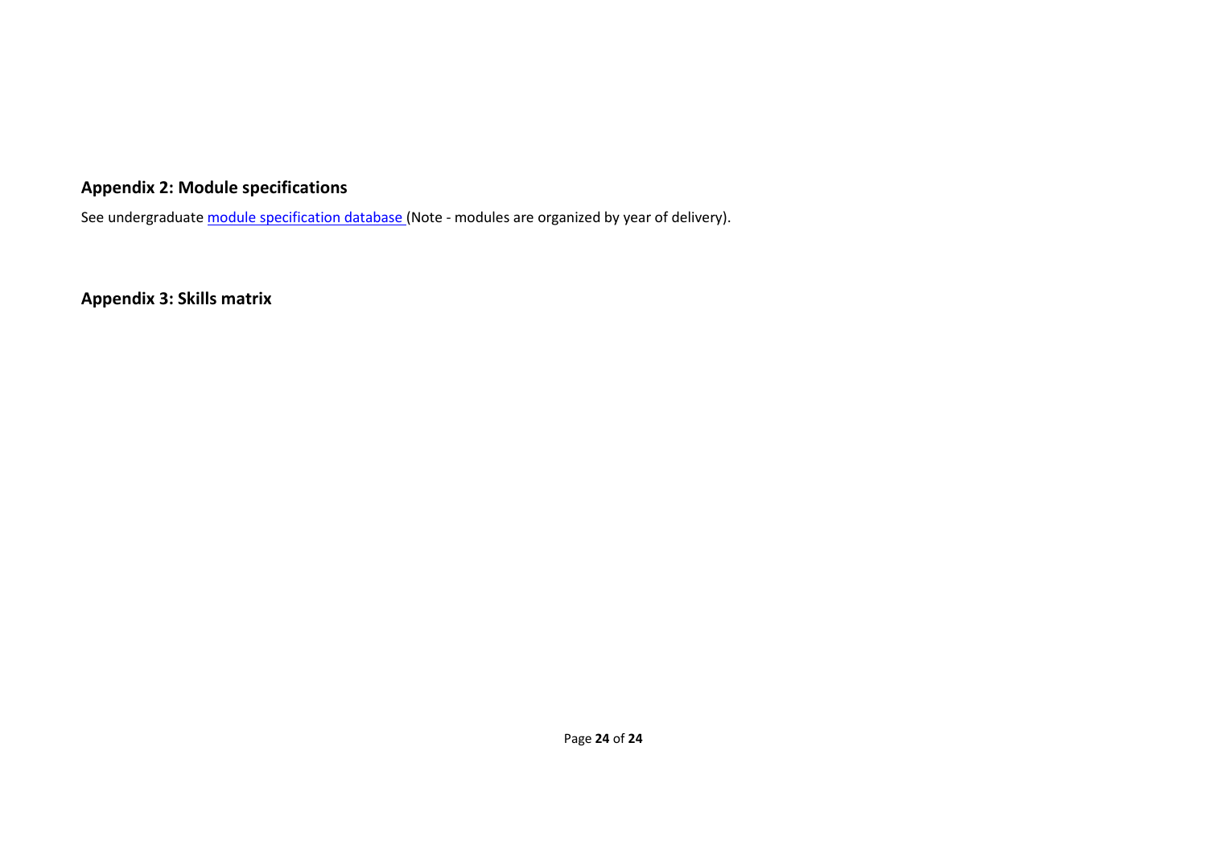## Appendix 2: Module specifications

See undergraduate module specification database (Note - modules are organized by year of delivery).

## Appendix 3: Skills matrix